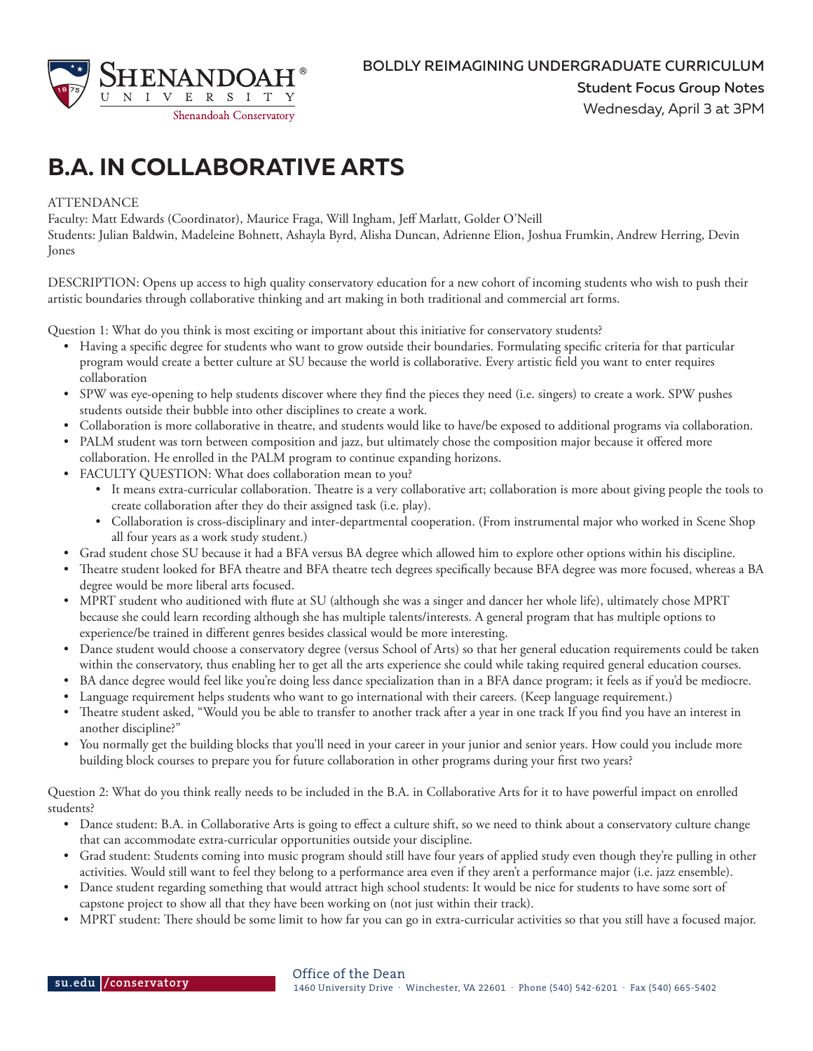BOLDLY REIMAGINING UNDERGRADUATE CURRICULUM
**Student Focus Group Notes**
Wednesday, April 3 at 3PM

# B.A. IN COLLABORATIVE ARTS

ATTENDANCE
Faculty: Matt Edwards (Coordinator), Maurice Fraga, Will Ingham, Jeff Marlatt, Golder O'Neill
Students: Julian Baldwin, Madeleine Bohnett, Ashayla Byrd, Alisha Duncan, Adrienne Elion, Joshua Frumkin, Andrew Herring, Devin Jones

DESCRIPTION: Opens up access to high quality conservatory education for a new cohort of incoming students who wish to push their artistic boundaries through collaborative thinking and art making in both traditional and commercial art forms.

Question 1: What do you think is most exciting or important about this initiative for conservatory students?

- Having a specific degree for students who want to grow outside their boundaries. Formulating specific criteria for that particular program would create a better culture at SU because the world is collaborative. Every artistic field you want to enter requires collaboration
- SPW was eye-opening to help students discover where they find the pieces they need (i.e. singers) to create a work. SPW pushes students outside their bubble into other disciplines to create a work.
- Collaboration is more collaborative in theatre, and students would like to have/be exposed to additional programs via collaboration.
- PALM student was torn between composition and jazz, but ultimately chose the composition major because it offered more collaboration. He enrolled in the PALM program to continue expanding horizons.
- FACULTY QUESTION: What does collaboration mean to you?
    - It means extra-curricular collaboration. Theatre is a very collaborative art; collaboration is more about giving people the tools to create collaboration after they do their assigned task (i.e. play).
    - Collaboration is cross-disciplinary and inter-departmental cooperation. (From instrumental major who worked in Scene Shop all four years as a work study student.)
- Grad student chose SU because it had a BFA versus BA degree which allowed him to explore other options within his discipline.
- Theatre student looked for BFA theatre and BFA theatre tech degrees specifically because BFA degree was more focused, whereas a BA degree would be more liberal arts focused.
- MPRT student who auditioned with flute at SU (although she was a singer and dancer her whole life), ultimately chose MPRT because she could learn recording although she has multiple talents/interests. A general program that has multiple options to experience/be trained in different genres besides classical would be more interesting.
- Dance student would choose a conservatory degree (versus School of Arts) so that her general education requirements could be taken within the conservatory, thus enabling her to get all the arts experience she could while taking required general education courses.
- BA dance degree would feel like you're doing less dance specialization than in a BFA dance program; it feels as if you'd be mediocre.
- Language requirement helps students who want to go international with their careers. (Keep language requirement.)
- Theatre student asked, "Would you be able to transfer to another track after a year in one track If you find you have an interest in another discipline?"
- You normally get the building blocks that you'll need in your career in your junior and senior years. How could you include more building block courses to prepare you for future collaboration in other programs during your first two years?

Question 2: What do you think really needs to be included in the B.A. in Collaborative Arts for it to have powerful impact on enrolled students?

- Dance student: B.A. in Collaborative Arts is going to effect a culture shift, so we need to think about a conservatory culture change that can accommodate extra-curricular opportunities outside your discipline.
- Grad student: Students coming into music program should still have four years of applied study even though they're pulling in other activities. Would still want to feel they belong to a performance area even if they aren't a performance major (i.e. jazz ensemble).
- Dance student regarding something that would attract high school students: It would be nice for students to have some sort of capstone project to show all that they have been working on (not just within their track).
- MPRT student: There should be some limit to how far you can go in extra-curricular activities so that you still have a focused major.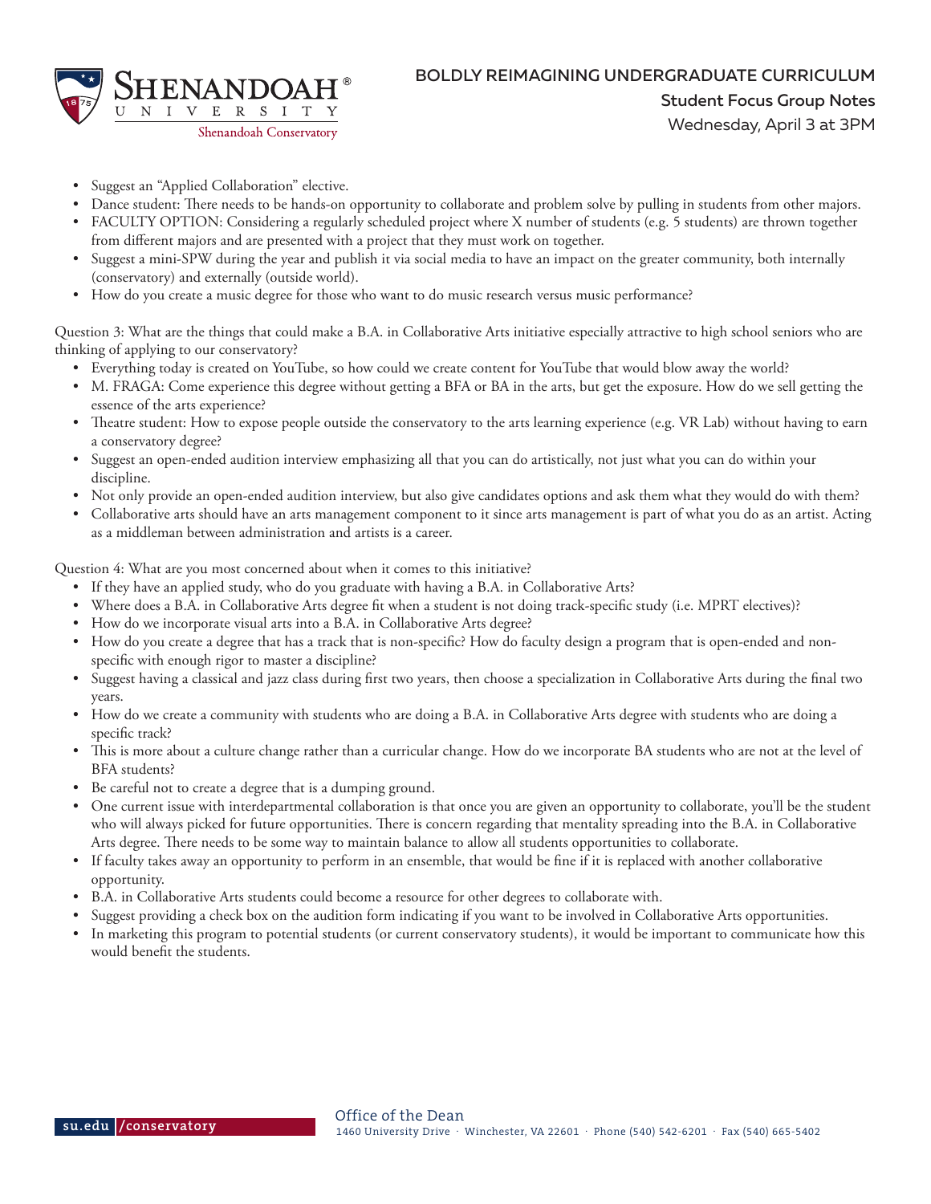- Suggest an "Applied Collaboration" elective.
- Dance student: There needs to be hands-on opportunity to collaborate and problem solve by pulling in students from other majors.
- FACULTY OPTION: Considering a regularly scheduled project where X number of students (e.g. 5 students) are thrown together from different majors and are presented with a project that they must work on together.
- Suggest a mini-SPW during the year and publish it via social media to have an impact on the greater community, both internally (conservatory) and externally (outside world).
- How do you create a music degree for those who want to do music research versus music performance?

Question 3: What are the things that could make a B.A. in Collaborative Arts initiative especially attractive to high school seniors who are thinking of applying to our conservatory?

- Everything today is created on YouTube, so how could we create content for YouTube that would blow away the world?
- M. FRAGA: Come experience this degree without getting a BFA or BA in the arts, but get the exposure. How do we sell getting the essence of the arts experience?
- Theatre student: How to expose people outside the conservatory to the arts learning experience (e.g. VR Lab) without having to earn a conservatory degree?
- Suggest an open-ended audition interview emphasizing all that you can do artistically, not just what you can do within your discipline.
- Not only provide an open-ended audition interview, but also give candidates options and ask them what they would do with them?
- Collaborative arts should have an arts management component to it since arts management is part of what you do as an artist. Acting as a middleman between administration and artists is a career.

Question 4: What are you most concerned about when it comes to this initiative?

- If they have an applied study, who do you graduate with having a B.A. in Collaborative Arts?
- Where does a B.A. in Collaborative Arts degree fit when a student is not doing track-specific study (i.e. MPRT electives)?
- How do we incorporate visual arts into a B.A. in Collaborative Arts degree?
- How do you create a degree that has a track that is non-specific? How do faculty design a program that is open-ended and non-specific with enough rigor to master a discipline?
- Suggest having a classical and jazz class during first two years, then choose a specialization in Collaborative Arts during the final two years.
- How do we create a community with students who are doing a B.A. in Collaborative Arts degree with students who are doing a specific track?
- This is more about a culture change rather than a curricular change. How do we incorporate BA students who are not at the level of BFA students?
- Be careful not to create a degree that is a dumping ground.
- One current issue with interdepartmental collaboration is that once you are given an opportunity to collaborate, you'll be the student who will always picked for future opportunities. There is concern regarding that mentality spreading into the B.A. in Collaborative Arts degree. There needs to be some way to maintain balance to allow all students opportunities to collaborate.
- If faculty takes away an opportunity to perform in an ensemble, that would be fine if it is replaced with another collaborative opportunity.
- B.A. in Collaborative Arts students could become a resource for other degrees to collaborate with.
- Suggest providing a check box on the audition form indicating if you want to be involved in Collaborative Arts opportunities.
- In marketing this program to potential students (or current conservatory students), it would be important to communicate how this would benefit the students.